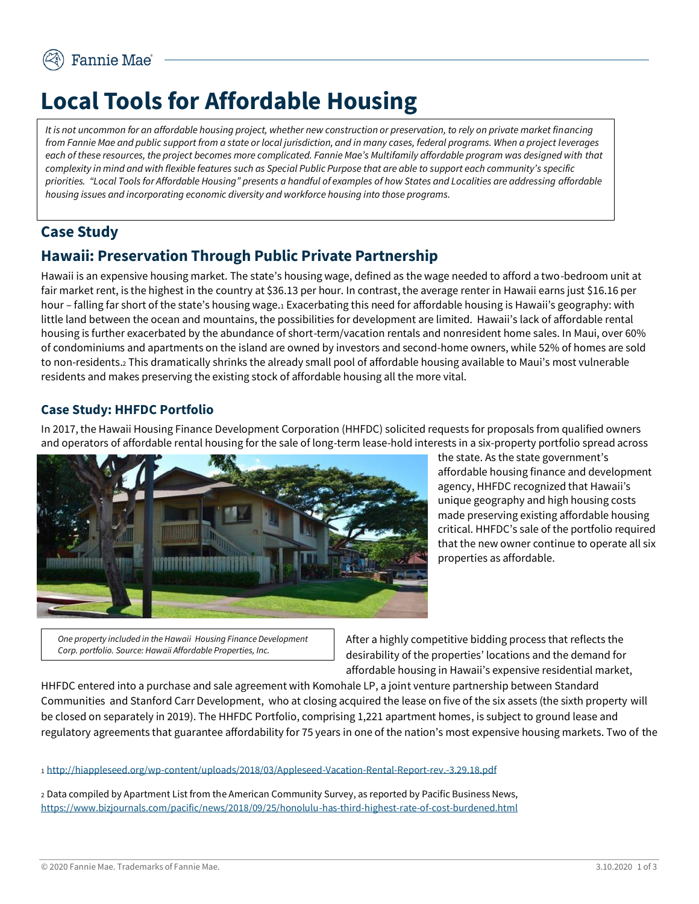# Local Tools for Affordable Housing

*It is not uncommon for an affordable housing project, whether new construction or preservation, to rely on private market financing from Fannie Mae and public support from a state or local jurisdiction, and in many cases, federal programs. When a project leverages each of these resources, the project becomes more complicated. Fannie Mae's Multifamily affordable program was designed with that complexity in mind and with flexible features such as Special Public Purpose that are able to support each community's specific priorities. "Local Tools for Affordable Housing" presents a handful of examples of how States and Localities are addressing affordable housing issues and incorporating economic diversity and workforce housing into those programs.*

## Case Study

## Hawaii: Preservation Through Public Private Partnership

Hawaii is an expensive housing market. The state's housing wage, defined as the wage needed to afford a two-bedroom unit at fair market rent, is the highest in the country at $36.13 per hour. In contrast, the average renter in Hawaii earns just $16.16 per hour – falling far short of the state's housing wage.[1] Exacerbating this need for affordable housing is Hawaii's geography: with little land between the ocean and mountains, the possibilities for development are limited. Hawaii's lack of affordable rental housing is further exacerbated by the abundance of short-term/vacation rentals and nonresident home sales. In Maui, over 60% of condominiums and apartments on the island are owned by investors and second-home owners, while 52% of homes are sold to non-residents.[2] This dramatically shrinks the already small pool of affordable housing available to Maui's most vulnerable residents and makes preserving the existing stock of affordable housing all the more vital.

### Case Study: HHFDC Portfolio

In 2017, the Hawaii Housing Finance Development Corporation (HHFDC) solicited requests for proposals from qualified owners and operators of affordable rental housing for the sale of long-term lease-hold interests in a six-property portfolio spread across the state. As the state government's affordable housing finance and development agency, HHFDC recognized that Hawaii's unique geography and high housing costs made preserving existing affordable housing critical. HHFDC's sale of the portfolio required that the new owner continue to operate all six properties as affordable.

*One property included in the Hawaii Housing Finance Development Corp. portfolio. Source: Hawaii Affordable Properties, Inc.*

After a highly competitive bidding process that reflects the desirability of the properties' locations and the demand for affordable housing in Hawaii's expensive residential market, HHFDC entered into a purchase and sale agreement with Komohale LP, a joint venture partnership between Standard Communities and Stanford Carr Development, who at closing acquired the lease on five of the six assets (the sixth property will be closed on separately in 2019). The HHFDC Portfolio, comprising 1,221 apartment homes, is subject to ground lease and regulatory agreements that guarantee affordability for 75 years in one of the nation's most expensive housing markets. Two of the

[1] http://hiappleseed.org/wp-content/uploads/2018/03/Appleseed-Vacation-Rental-Report-rev.-3.29.18.pdf

[2] Data compiled by Apartment List from the American Community Survey, as reported by Pacific Business News, https://www.bizjournals.com/pacific/news/2018/09/25/honolulu-has-third-highest-rate-of-cost-burdened.html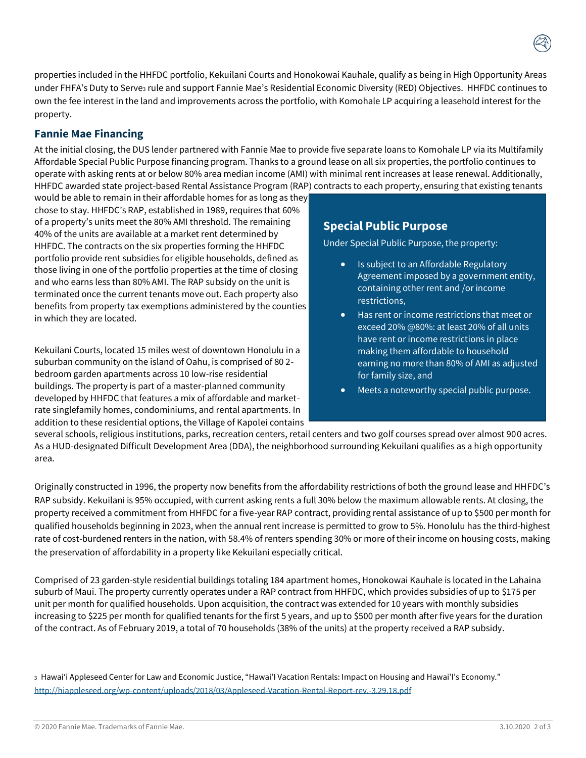properties included in the HHFDC portfolio, Kekuilani Courts and Honokowai Kauhale, qualify as being in High Opportunity Areas under FHFA's Duty to Serve[3] rule and support Fannie Mae's Residential Economic Diversity (RED) Objectives. HHFDC continues to own the fee interest in the land and improvements across the portfolio, with Komohale LP acquiring a leasehold interest for the property.

## Fannie Mae Financing

At the initial closing, the DUS lender partnered with Fannie Mae to provide five separate loans to Komohale LP via its Multifamily Affordable Special Public Purpose financing program. Thanks to a ground lease on all six properties, the portfolio continues to operate with asking rents at or below 80% area median income (AMI) with minimal rent increases at lease renewal. Additionally, HHFDC awarded state project-based Rental Assistance Program (RAP) contracts to each property, ensuring that existing tenants would be able to remain in their affordable homes for as long as they chose to stay. HHFDC's RAP, established in 1989, requires that 60% of a property's units meet the 80% AMI threshold. The remaining 40% of the units are available at a market rent determined by HHFDC. The contracts on the six properties forming the HHFDC portfolio provide rent subsidies for eligible households, defined as those living in one of the portfolio properties at the time of closing and who earns less than 80% AMI. The RAP subsidy on the unit is terminated once the current tenants move out. Each property also benefits from property tax exemptions administered by the counties in which they are located.

### Special Public Purpose

Under Special Public Purpose, the property:

- Is subject to an Affordable Regulatory Agreement imposed by a government entity, containing other rent and /or income restrictions,
- Has rent or income restrictions that meet or exceed 20% @80%: at least 20% of all units have rent or income restrictions in place making them affordable to household earning no more than 80% of AMI as adjusted for family size, and
- Meets a noteworthy special public purpose.

Kekuilani Courts, located 15 miles west of downtown Honolulu in a suburban community on the island of Oahu, is comprised of 80 2-bedroom garden apartments across 10 low-rise residential buildings. The property is part of a master-planned community developed by HHFDC that features a mix of affordable and market-rate singlefamily homes, condominiums, and rental apartments. In addition to these residential options, the Village of Kapolei contains several schools, religious institutions, parks, recreation centers, retail centers and two golf courses spread over almost 900 acres. As a HUD-designated Difficult Development Area (DDA), the neighborhood surrounding Kekuilani qualifies as a high opportunity area.

Originally constructed in 1996, the property now benefits from the affordability restrictions of both the ground lease and HHFDC's RAP subsidy. Kekuilani is 95% occupied, with current asking rents a full 30% below the maximum allowable rents. At closing, the property received a commitment from HHFDC for a five-year RAP contract, providing rental assistance of up to $500 per month for qualified households beginning in 2023, when the annual rent increase is permitted to grow to 5%. Honolulu has the third-highest rate of cost-burdened renters in the nation, with 58.4% of renters spending 30% or more of their income on housing costs, making the preservation of affordability in a property like Kekuilani especially critical.

Comprised of 23 garden-style residential buildings totaling 184 apartment homes, Honokowai Kauhale is located in the Lahaina suburb of Maui. The property currently operates under a RAP contract from HHFDC, which provides subsidies of up to $175 per unit per month for qualified households. Upon acquisition, the contract was extended for 10 years with monthly subsidies increasing to $225 per month for qualified tenants for the first 5 years, and up to $500 per month after five years for the duration of the contract. As of February 2019, a total of 70 households (38% of the units) at the property received a RAP subsidy.

[3] Hawai'i Appleseed Center for Law and Economic Justice, "Hawai'I Vacation Rentals: Impact on Housing and Hawai'I's Economy." http://hiappleseed.org/wp-content/uploads/2018/03/Appleseed-Vacation-Rental-Report-rev.-3.29.18.pdf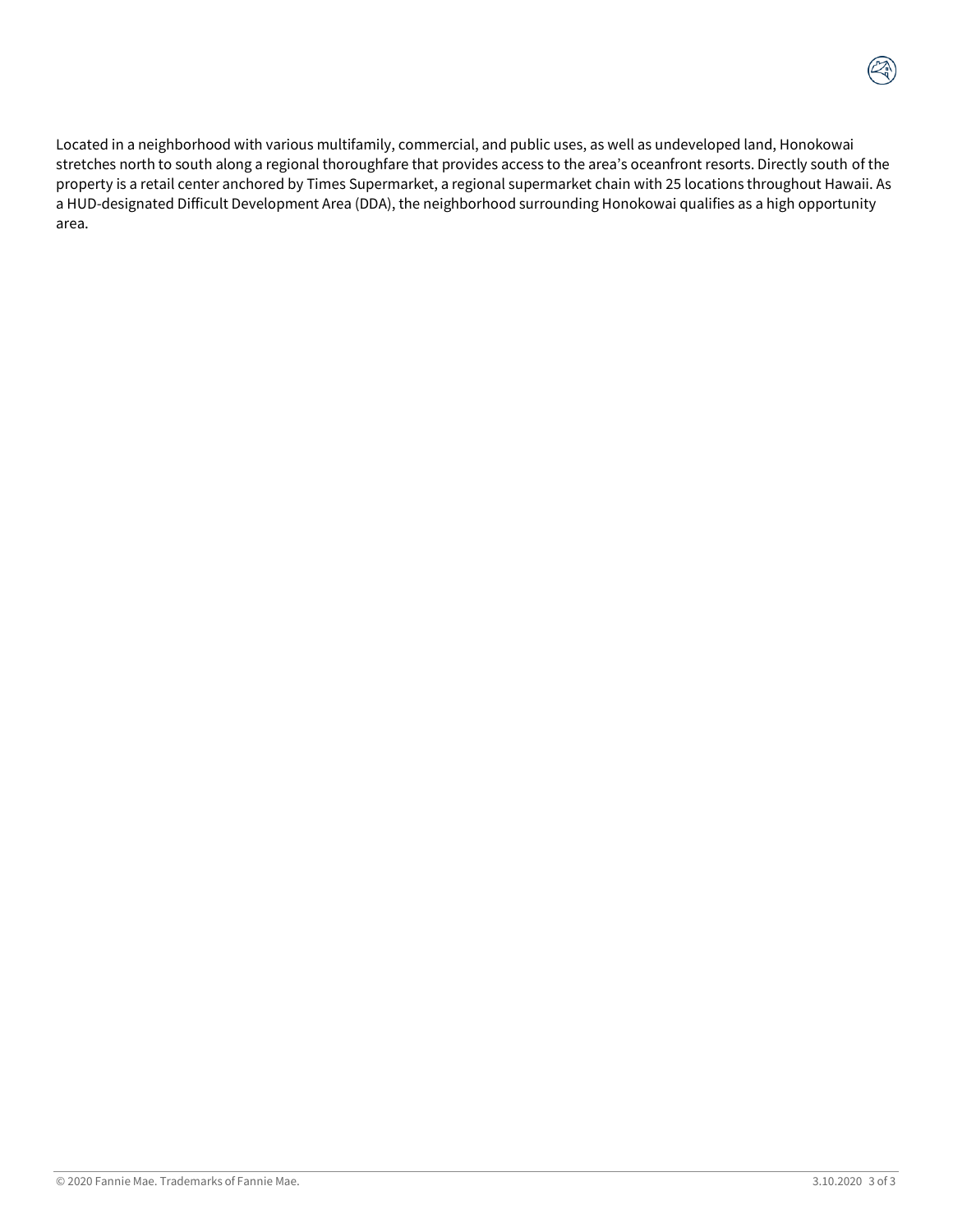Located in a neighborhood with various multifamily, commercial, and public uses, as well as undeveloped land, Honokowai stretches north to south along a regional thoroughfare that provides access to the area's oceanfront resorts. Directly south of the property is a retail center anchored by Times Supermarket, a regional supermarket chain with 25 locations throughout Hawaii. As a HUD-designated Difficult Development Area (DDA), the neighborhood surrounding Honokowai qualifies as a high opportunity area.